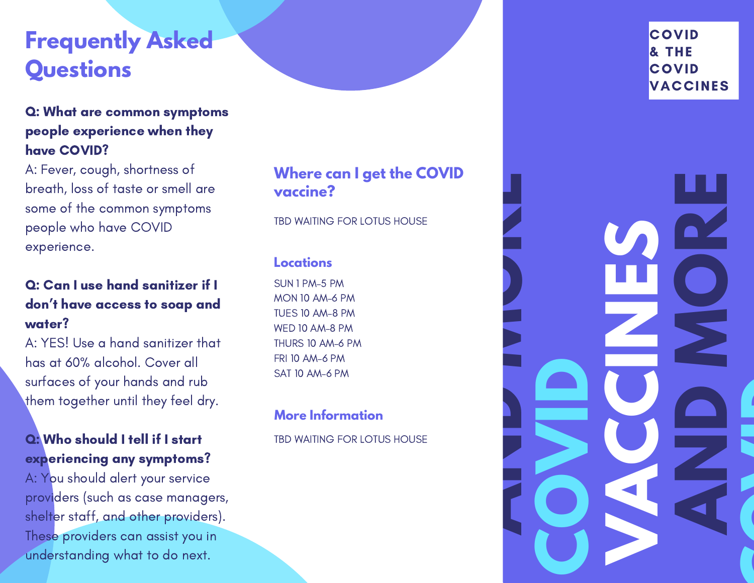# Frequently Asked Questions

**Q: What are common symptoms people experience when they have COVID?**
A: Fever, cough, shortness of breath, loss of taste or smell are some of the common symptoms people who have COVID experience.

**Q: Can I use hand sanitizer if I don't have access to soap and water?**
A: YES! Use a hand sanitizer that has at 60% alcohol. Cover all surfaces of your hands and rub them together until they feel dry.

**Q: Who should I tell if I start experiencing any symptoms?**
A: You should alert your service providers (such as case managers, shelter staff, and other providers). These providers can assist you in understanding what to do next.

## Where can I get the COVID vaccine?

TBD WAITING FOR LOTUS HOUSE

### Locations

SUN 1 PM-5 PM
MON 10 AM-6 PM
TUES 10 AM-8 PM
WED 10 AM-8 PM
THURS 10 AM-6 PM
FRI 10 AM-6 PM
SAT 10 AM-6 PM

### More Information

TBD WAITING FOR LOTUS HOUSE

# COVID & THE COVID VACCINES

COVID VACCINES AND MORE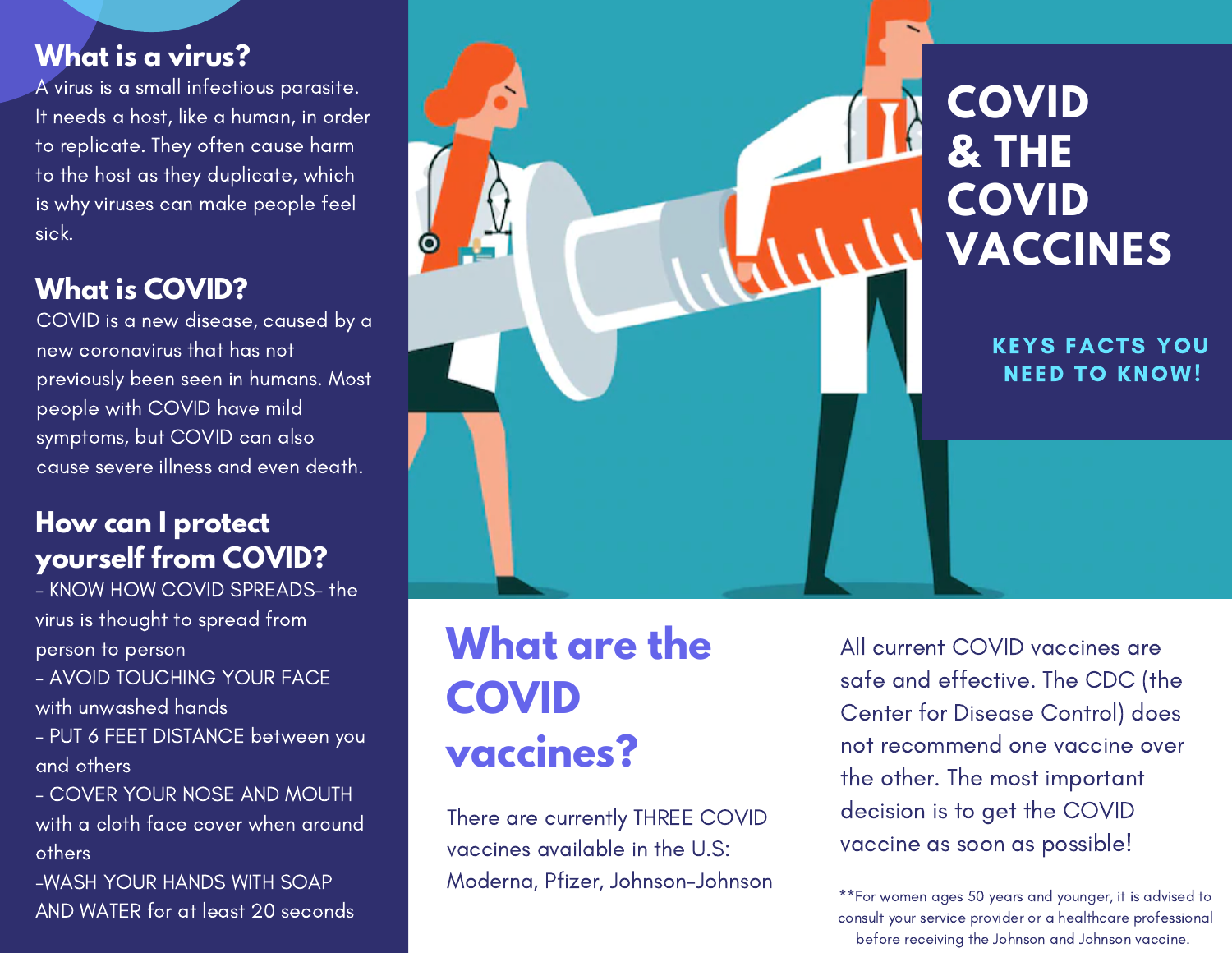## What is a virus?

A virus is a small infectious parasite. It needs a host, like a human, in order to replicate. They often cause harm to the host as they duplicate, which is why viruses can make people feel sick.

## What is COVID?

COVID is a new disease, caused by a new coronavirus that has not previously been seen in humans. Most people with COVID have mild symptoms, but COVID can also cause severe illness and even death.

## How can I protect yourself from COVID?

- KNOW HOW COVID SPREADS- the virus is thought to spread from person to person
- AVOID TOUCHING YOUR FACE with unwashed hands
- PUT 6 FEET DISTANCE between you and others
- COVER YOUR NOSE AND MOUTH with a cloth face cover when around others
- WASH YOUR HANDS WITH SOAP AND WATER for at least 20 seconds

# COVID & THE COVID VACCINES

**KEYS FACTS YOU NEED TO KNOW!**

## What are the COVID vaccines?

There are currently THREE COVID vaccines available in the U.S: Moderna, Pfizer, Johnson-Johnson

All current COVID vaccines are safe and effective. The CDC (the Center for Disease Control) does not recommend one vaccine over the other. The most important decision is to get the COVID vaccine as soon as possible!

**For women ages 50 years and younger, it is advised to consult your service provider or a healthcare professional before receiving the Johnson and Johnson vaccine.